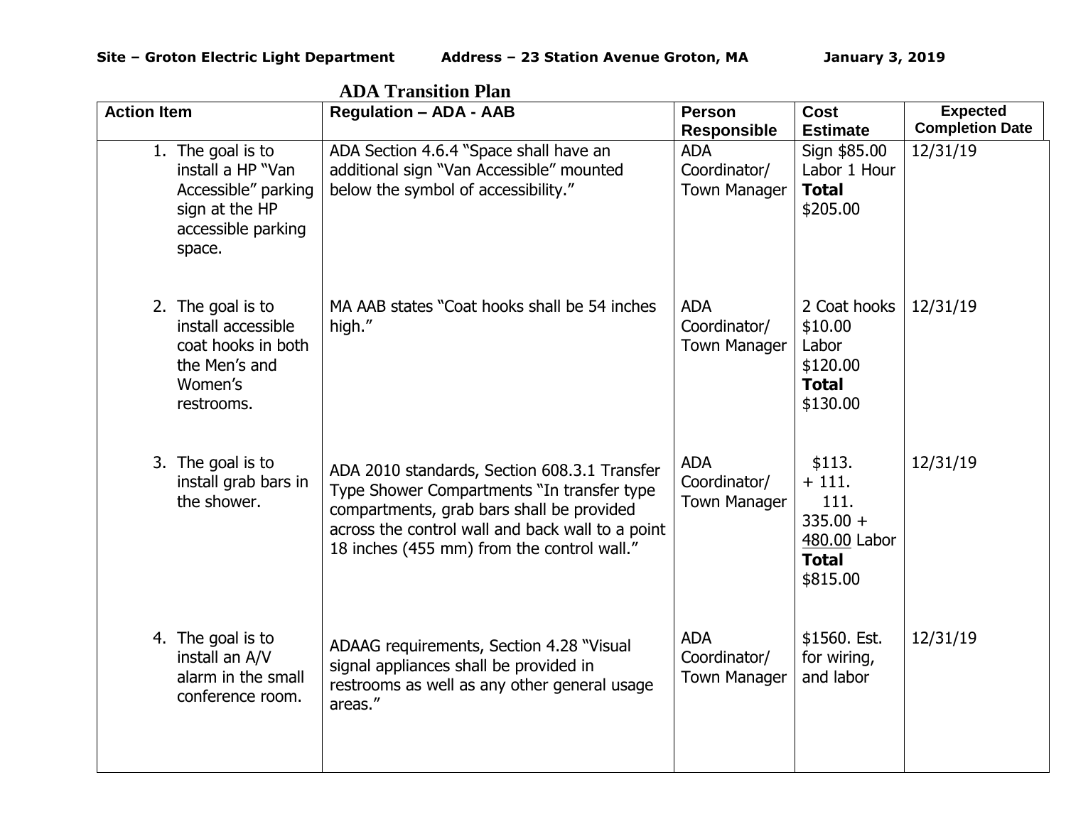**Site – Groton Electric Light Department** **Address – 23 Station Avenue Groton, MA** **January 3, 2019**

## ADA Transition Plan

| Action Item | Regulation – ADA - AAB | Person Responsible | Cost Estimate | Expected Completion Date |
|---|---|---|---|---|
| 1. The goal is to install a HP "Van Accessible" parking sign at the HP accessible parking space. | ADA Section 4.6.4 "Space shall have an additional sign "Van Accessible" mounted below the symbol of accessibility." | ADA Coordinator/ Town Manager | Sign $85.00 Labor 1 Hour **Total** $205.00 | 12/31/19 |
| 2. The goal is to install accessible coat hooks in both the Men's and Women's restrooms. | MA AAB states "Coat hooks shall be 54 inches high." | ADA Coordinator/ Town Manager | 2 Coat hooks $10.00 Labor $120.00 **Total** $130.00 | 12/31/19 |
| 3. The goal is to install grab bars in the shower. | ADA 2010 standards, Section 608.3.1 Transfer Type Shower Compartments "In transfer type compartments, grab bars shall be provided across the control wall and back wall to a point 18 inches (455 mm) from the control wall." | ADA Coordinator/ Town Manager | $113. + 111. 111. 335.00 + 480.00 Labor **Total** $815.00 | 12/31/19 |
| 4. The goal is to install an A/V alarm in the small conference room. | ADAAG requirements, Section 4.28 "Visual signal appliances shall be provided in restrooms as well as any other general usage areas." | ADA Coordinator/ Town Manager | $1560. Est. for wiring, and labor | 12/31/19 |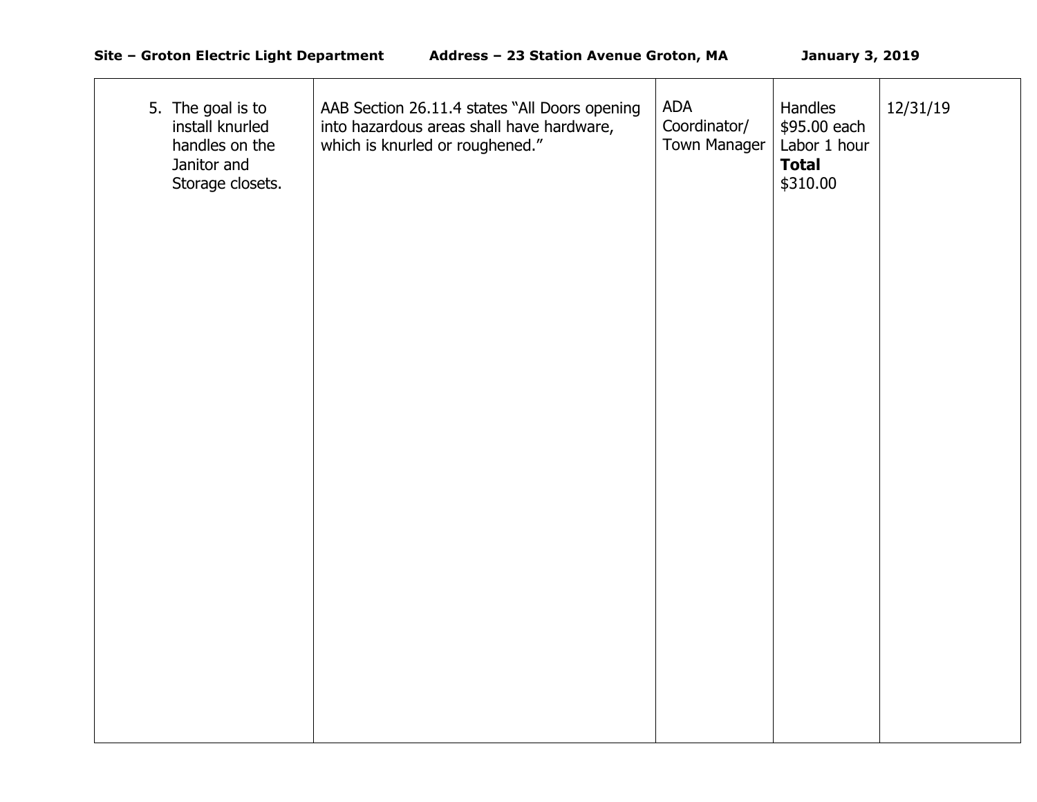| | | | | |
|---|---|---|---|---|
| 5. The goal is to install knurled handles on the Janitor and Storage closets. | AAB Section 26.11.4 states "All Doors opening into hazardous areas shall have hardware, which is knurled or roughened." | ADA Coordinator/ Town Manager | Handles $95.00 each Labor 1 hour **Total** $310.00 | 12/31/19 |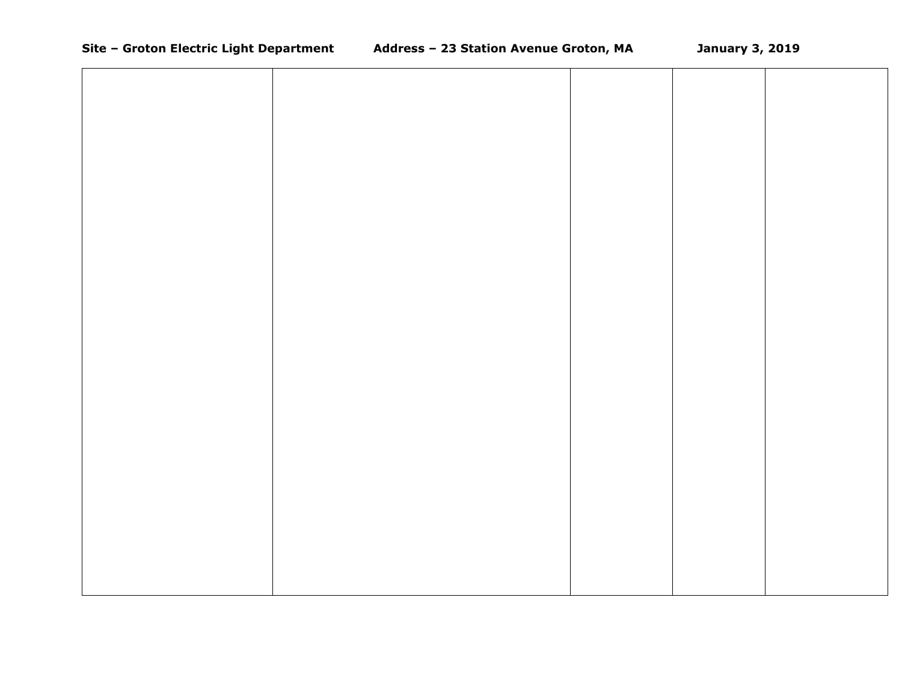**Site – Groton Electric Light Department** **Address – 23 Station Avenue Groton, MA** **January 3, 2019**

| | | | | |
|---|---|---|---|---|
| | | | | |